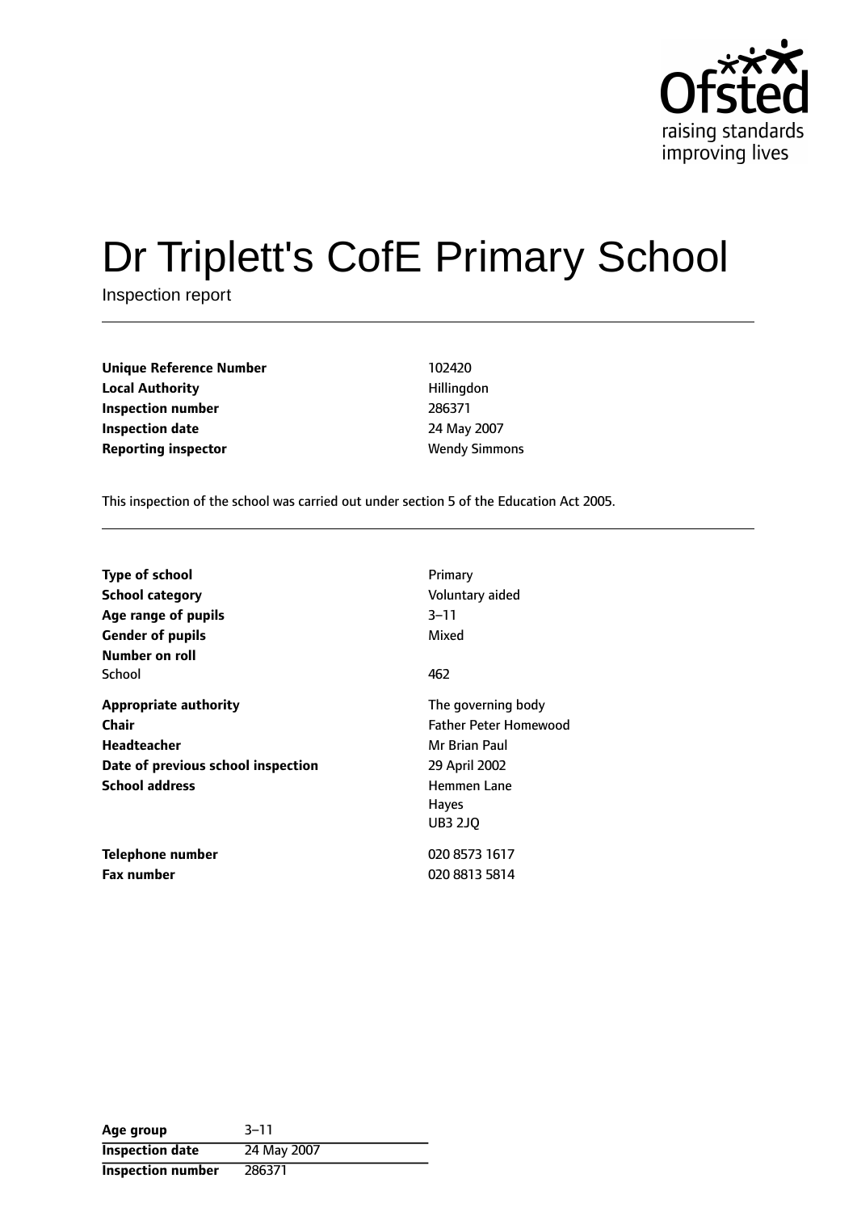# Dr Triplett's CofE Primary School

Inspection report

| | |
|---|---|
| **Unique Reference Number** | 102420 |
| **Local Authority** | Hillingdon |
| **Inspection number** | 286371 |
| **Inspection date** | 24 May 2007 |
| **Reporting inspector** | Wendy Simmons |

This inspection of the school was carried out under section 5 of the Education Act 2005.

| | |
|---|---|
| **Type of school** | Primary |
| **School category** | Voluntary aided |
| **Age range of pupils** | 3–11 |
| **Gender of pupils** | Mixed |
| **Number on roll** | |
| School | 462 |
| **Appropriate authority** | The governing body |
| **Chair** | Father Peter Homewood |
| **Headteacher** | Mr Brian Paul |
| **Date of previous school inspection** | 29 April 2002 |
| **School address** | Hemmen Lane<br>Hayes<br>UB3 2JQ |
| **Telephone number** | 020 8573 1617 |
| **Fax number** | 020 8813 5814 |

| | |
|---|---|
| **Age group** | 3–11 |
| **Inspection date** | 24 May 2007 |
| **Inspection number** | 286371 |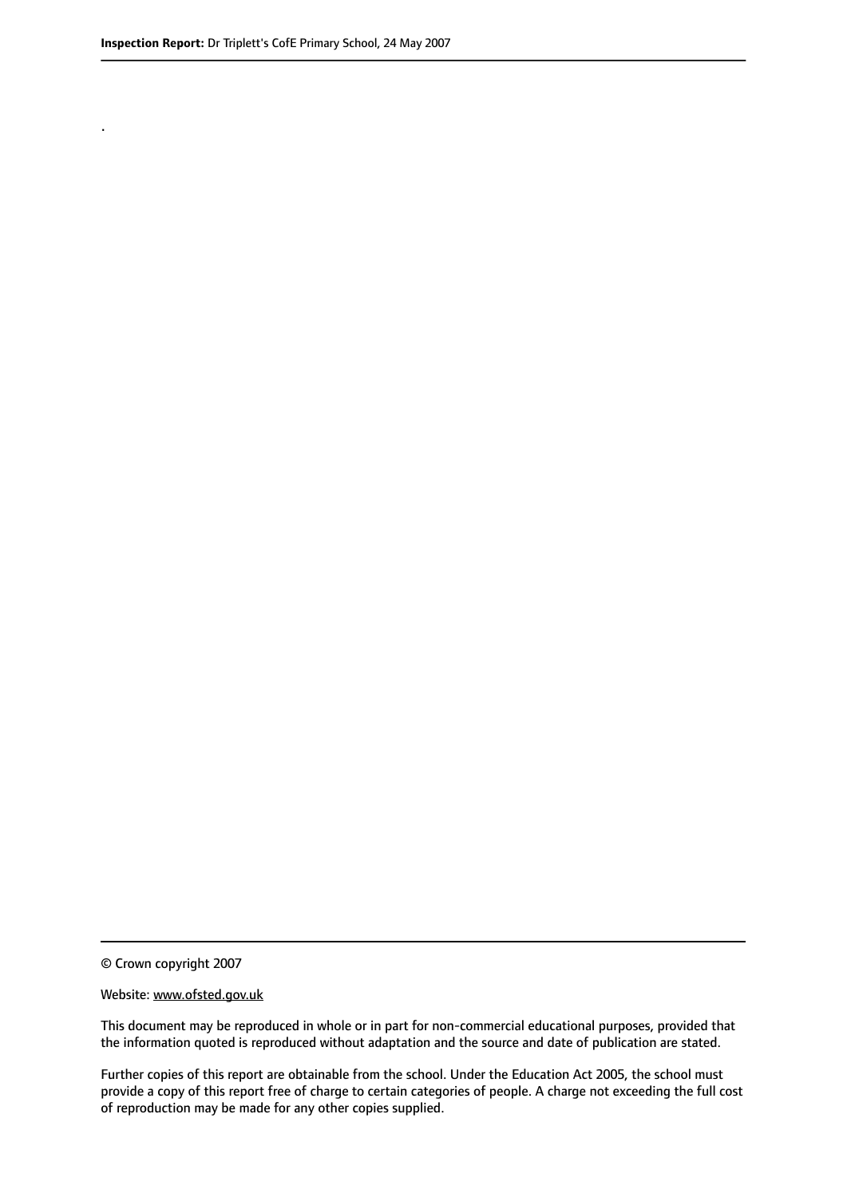.

© Crown copyright 2007

Website: www.ofsted.gov.uk

This document may be reproduced in whole or in part for non-commercial educational purposes, provided that the information quoted is reproduced without adaptation and the source and date of publication are stated.

Further copies of this report are obtainable from the school. Under the Education Act 2005, the school must provide a copy of this report free of charge to certain categories of people. A charge not exceeding the full cost of reproduction may be made for any other copies supplied.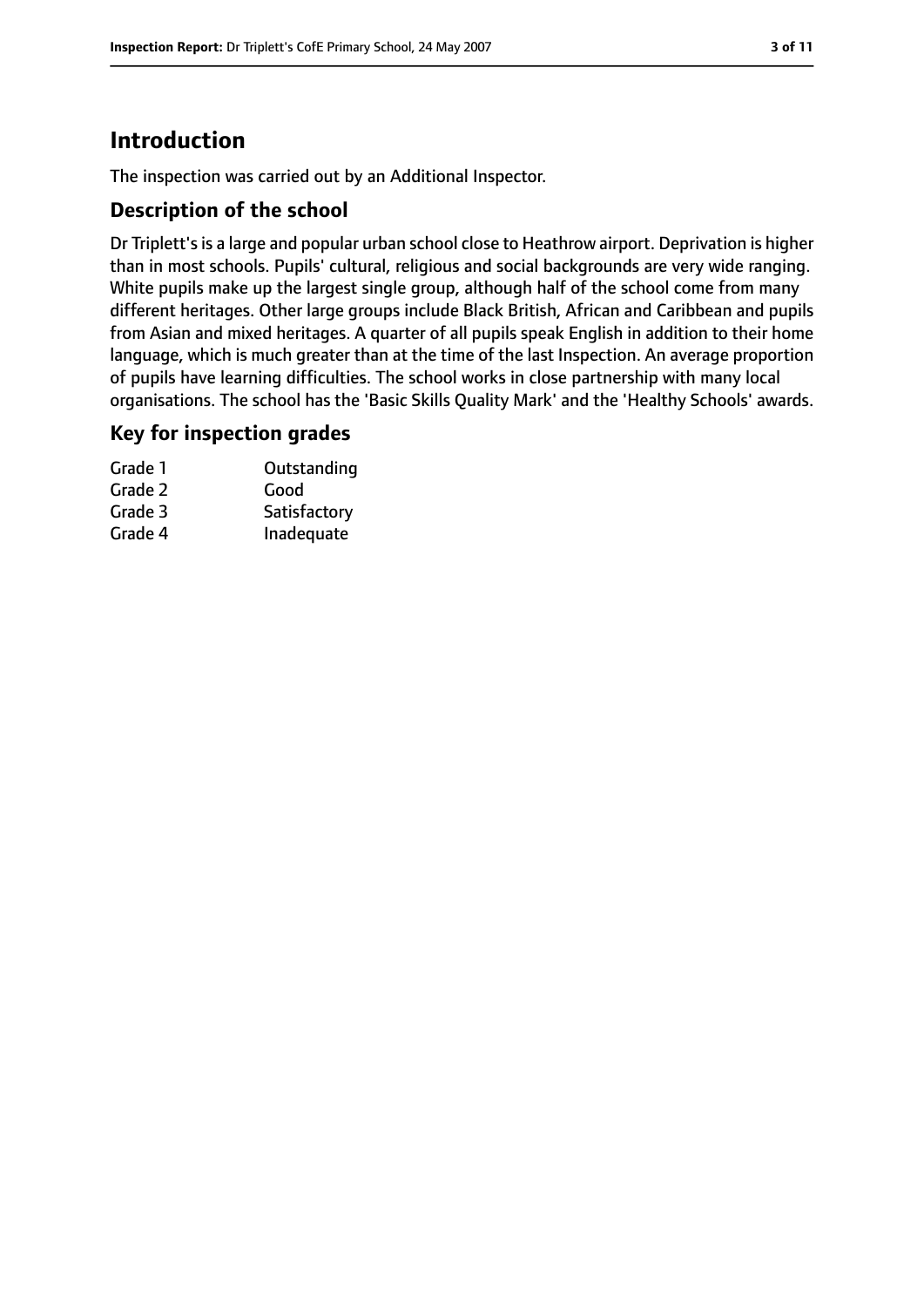# Introduction

The inspection was carried out by an Additional Inspector.

## Description of the school

Dr Triplett's is a large and popular urban school close to Heathrow airport. Deprivation is higher than in most schools. Pupils' cultural, religious and social backgrounds are very wide ranging. White pupils make up the largest single group, although half of the school come from many different heritages. Other large groups include Black British, African and Caribbean and pupils from Asian and mixed heritages. A quarter of all pupils speak English in addition to their home language, which is much greater than at the time of the last Inspection. An average proportion of pupils have learning difficulties. The school works in close partnership with many local organisations. The school has the 'Basic Skills Quality Mark' and the 'Healthy Schools' awards.

## Key for inspection grades

| | |
|---|---|
| Grade 1 | Outstanding |
| Grade 2 | Good |
| Grade 3 | Satisfactory |
| Grade 4 | Inadequate |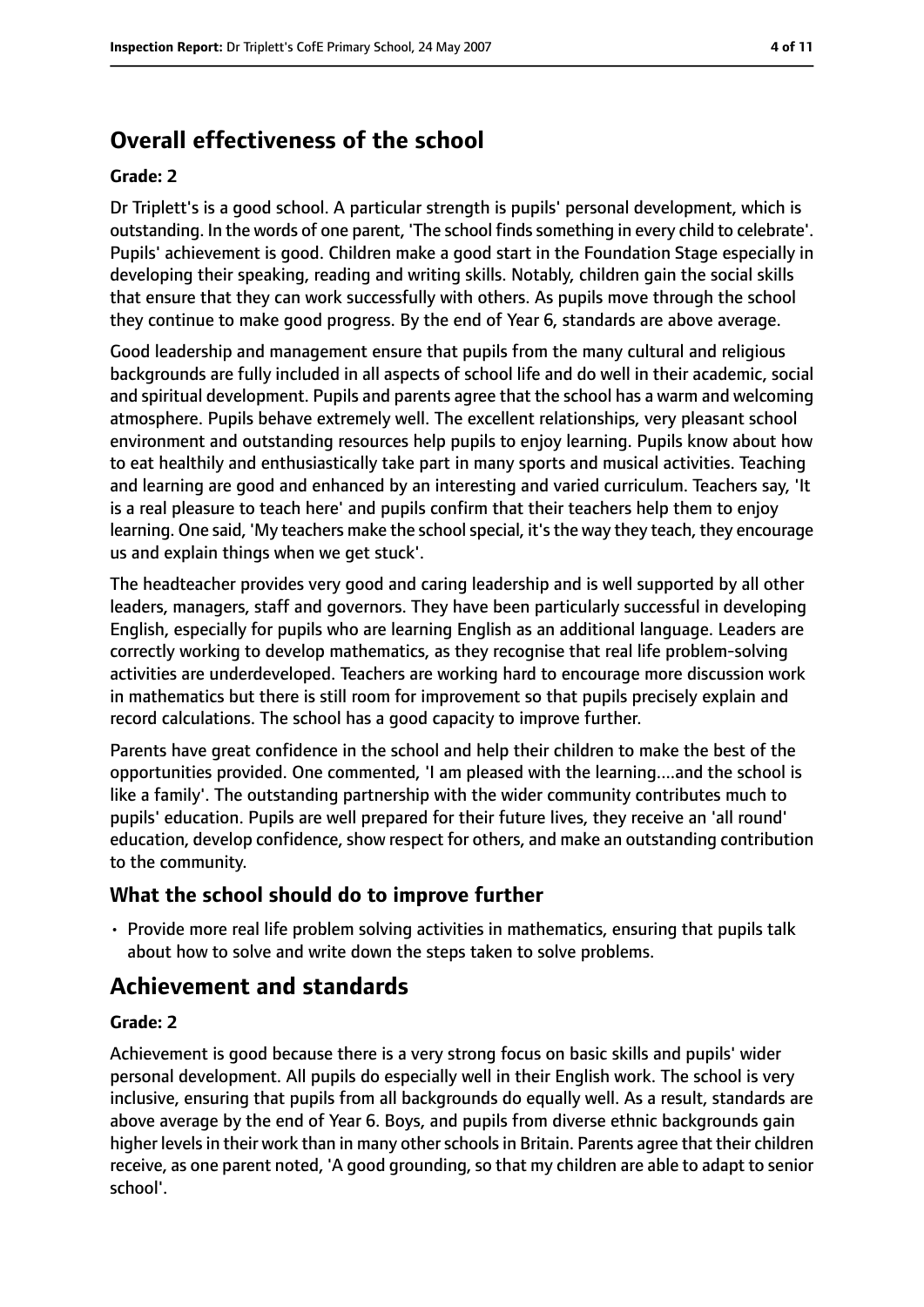# Overall effectiveness of the school

#### Grade: 2

Dr Triplett's is a good school. A particular strength is pupils' personal development, which is outstanding. In the words of one parent, 'The school finds something in every child to celebrate'. Pupils' achievement is good. Children make a good start in the Foundation Stage especially in developing their speaking, reading and writing skills. Notably, children gain the social skills that ensure that they can work successfully with others. As pupils move through the school they continue to make good progress. By the end of Year 6, standards are above average.

Good leadership and management ensure that pupils from the many cultural and religious backgrounds are fully included in all aspects of school life and do well in their academic, social and spiritual development. Pupils and parents agree that the school has a warm and welcoming atmosphere. Pupils behave extremely well. The excellent relationships, very pleasant school environment and outstanding resources help pupils to enjoy learning. Pupils know about how to eat healthily and enthusiastically take part in many sports and musical activities. Teaching and learning are good and enhanced by an interesting and varied curriculum. Teachers say, 'It is a real pleasure to teach here' and pupils confirm that their teachers help them to enjoy learning. One said, 'My teachers make the school special, it's the way they teach, they encourage us and explain things when we get stuck'.

The headteacher provides very good and caring leadership and is well supported by all other leaders, managers, staff and governors. They have been particularly successful in developing English, especially for pupils who are learning English as an additional language. Leaders are correctly working to develop mathematics, as they recognise that real life problem-solving activities are underdeveloped. Teachers are working hard to encourage more discussion work in mathematics but there is still room for improvement so that pupils precisely explain and record calculations. The school has a good capacity to improve further.

Parents have great confidence in the school and help their children to make the best of the opportunities provided. One commented, 'I am pleased with the learning....and the school is like a family'. The outstanding partnership with the wider community contributes much to pupils' education. Pupils are well prepared for their future lives, they receive an 'all round' education, develop confidence, show respect for others, and make an outstanding contribution to the community.

### What the school should do to improve further

- Provide more real life problem solving activities in mathematics, ensuring that pupils talk about how to solve and write down the steps taken to solve problems.

# Achievement and standards

#### Grade: 2

Achievement is good because there is a very strong focus on basic skills and pupils' wider personal development. All pupils do especially well in their English work. The school is very inclusive, ensuring that pupils from all backgrounds do equally well. As a result, standards are above average by the end of Year 6. Boys, and pupils from diverse ethnic backgrounds gain higher levels in their work than in many other schools in Britain. Parents agree that their children receive, as one parent noted, 'A good grounding, so that my children are able to adapt to senior school'.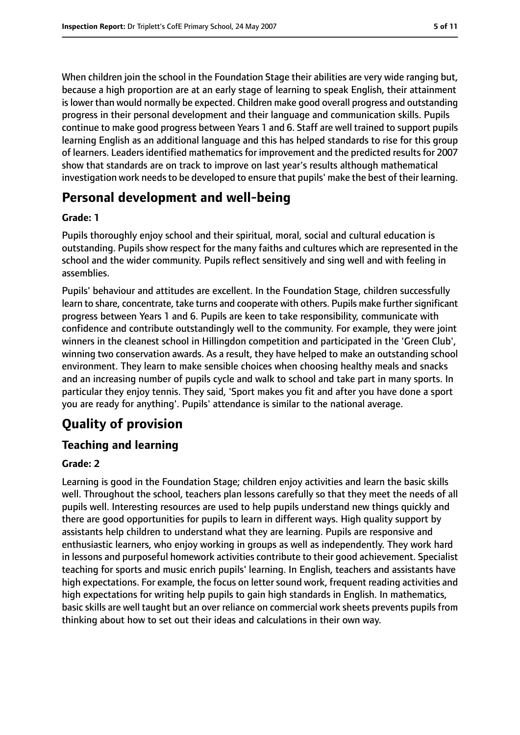When children join the school in the Foundation Stage their abilities are very wide ranging but, because a high proportion are at an early stage of learning to speak English, their attainment is lower than would normally be expected. Children make good overall progress and outstanding progress in their personal development and their language and communication skills. Pupils continue to make good progress between Years 1 and 6. Staff are well trained to support pupils learning English as an additional language and this has helped standards to rise for this group of learners. Leaders identified mathematics for improvement and the predicted results for 2007 show that standards are on track to improve on last year's results although mathematical investigation work needs to be developed to ensure that pupils' make the best of their learning.

## Personal development and well-being

**Grade: 1**

Pupils thoroughly enjoy school and their spiritual, moral, social and cultural education is outstanding. Pupils show respect for the many faiths and cultures which are represented in the school and the wider community. Pupils reflect sensitively and sing well and with feeling in assemblies.

Pupils' behaviour and attitudes are excellent. In the Foundation Stage, children successfully learn to share, concentrate, take turns and cooperate with others. Pupils make further significant progress between Years 1 and 6. Pupils are keen to take responsibility, communicate with confidence and contribute outstandingly well to the community. For example, they were joint winners in the cleanest school in Hillingdon competition and participated in the 'Green Club', winning two conservation awards. As a result, they have helped to make an outstanding school environment. They learn to make sensible choices when choosing healthy meals and snacks and an increasing number of pupils cycle and walk to school and take part in many sports. In particular they enjoy tennis. They said, 'Sport makes you fit and after you have done a sport you are ready for anything'. Pupils' attendance is similar to the national average.

# Quality of provision

## Teaching and learning

**Grade: 2**

Learning is good in the Foundation Stage; children enjoy activities and learn the basic skills well. Throughout the school, teachers plan lessons carefully so that they meet the needs of all pupils well. Interesting resources are used to help pupils understand new things quickly and there are good opportunities for pupils to learn in different ways. High quality support by assistants help children to understand what they are learning. Pupils are responsive and enthusiastic learners, who enjoy working in groups as well as independently. They work hard in lessons and purposeful homework activities contribute to their good achievement. Specialist teaching for sports and music enrich pupils' learning. In English, teachers and assistants have high expectations. For example, the focus on letter sound work, frequent reading activities and high expectations for writing help pupils to gain high standards in English. In mathematics, basic skills are well taught but an over reliance on commercial work sheets prevents pupils from thinking about how to set out their ideas and calculations in their own way.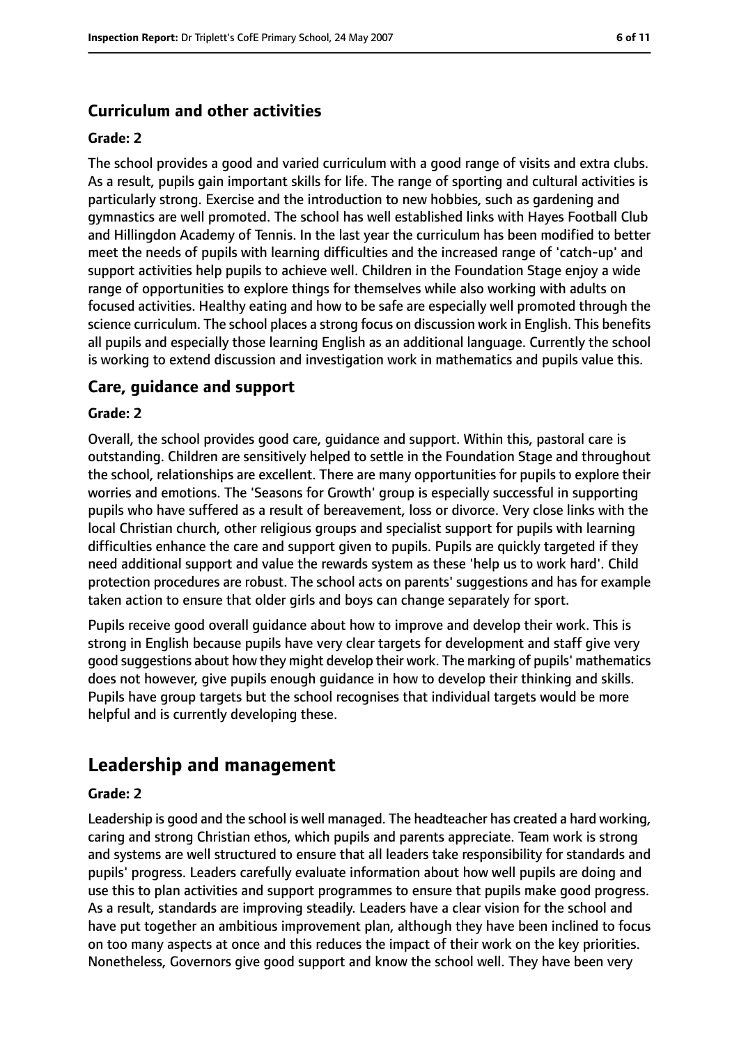### Curriculum and other activities

#### Grade: 2

The school provides a good and varied curriculum with a good range of visits and extra clubs. As a result, pupils gain important skills for life. The range of sporting and cultural activities is particularly strong. Exercise and the introduction to new hobbies, such as gardening and gymnastics are well promoted. The school has well established links with Hayes Football Club and Hillingdon Academy of Tennis. In the last year the curriculum has been modified to better meet the needs of pupils with learning difficulties and the increased range of 'catch-up' and support activities help pupils to achieve well. Children in the Foundation Stage enjoy a wide range of opportunities to explore things for themselves while also working with adults on focused activities. Healthy eating and how to be safe are especially well promoted through the science curriculum. The school places a strong focus on discussion work in English. This benefits all pupils and especially those learning English as an additional language. Currently the school is working to extend discussion and investigation work in mathematics and pupils value this.

### Care, guidance and support

#### Grade: 2

Overall, the school provides good care, guidance and support. Within this, pastoral care is outstanding. Children are sensitively helped to settle in the Foundation Stage and throughout the school, relationships are excellent. There are many opportunities for pupils to explore their worries and emotions. The 'Seasons for Growth' group is especially successful in supporting pupils who have suffered as a result of bereavement, loss or divorce. Very close links with the local Christian church, other religious groups and specialist support for pupils with learning difficulties enhance the care and support given to pupils. Pupils are quickly targeted if they need additional support and value the rewards system as these 'help us to work hard'. Child protection procedures are robust. The school acts on parents' suggestions and has for example taken action to ensure that older girls and boys can change separately for sport.

Pupils receive good overall guidance about how to improve and develop their work. This is strong in English because pupils have very clear targets for development and staff give very good suggestions about how they might develop their work. The marking of pupils' mathematics does not however, give pupils enough guidance in how to develop their thinking and skills. Pupils have group targets but the school recognises that individual targets would be more helpful and is currently developing these.

## Leadership and management

#### Grade: 2

Leadership is good and the school is well managed. The headteacher has created a hard working, caring and strong Christian ethos, which pupils and parents appreciate. Team work is strong and systems are well structured to ensure that all leaders take responsibility for standards and pupils' progress. Leaders carefully evaluate information about how well pupils are doing and use this to plan activities and support programmes to ensure that pupils make good progress. As a result, standards are improving steadily. Leaders have a clear vision for the school and have put together an ambitious improvement plan, although they have been inclined to focus on too many aspects at once and this reduces the impact of their work on the key priorities. Nonetheless, Governors give good support and know the school well. They have been very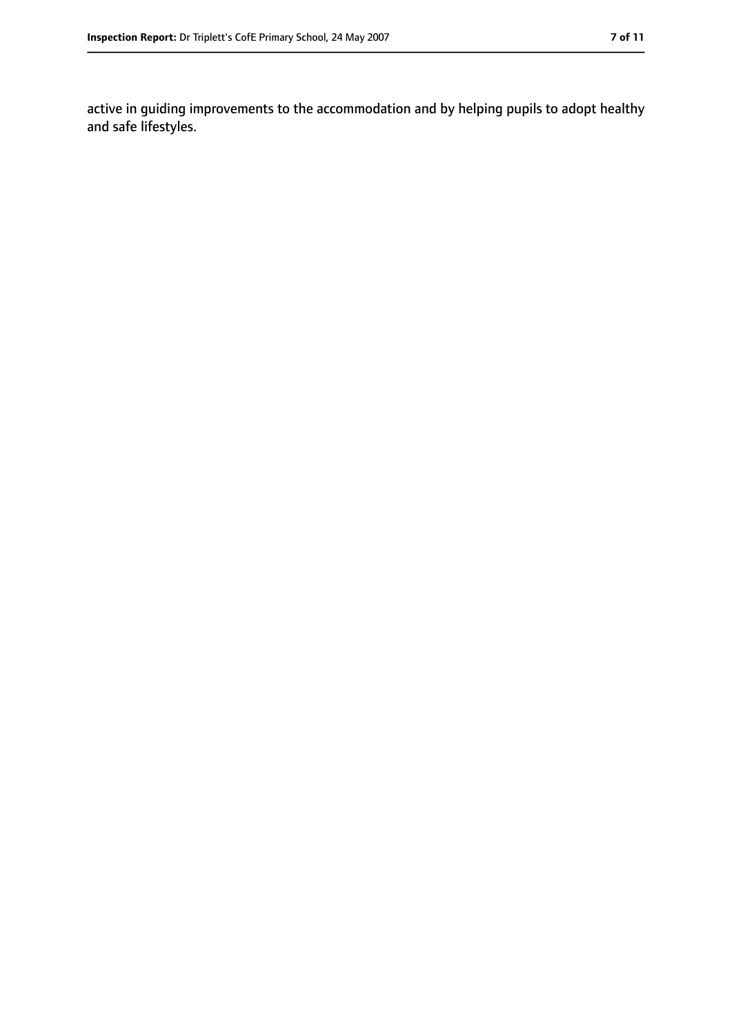active in guiding improvements to the accommodation and by helping pupils to adopt healthy and safe lifestyles.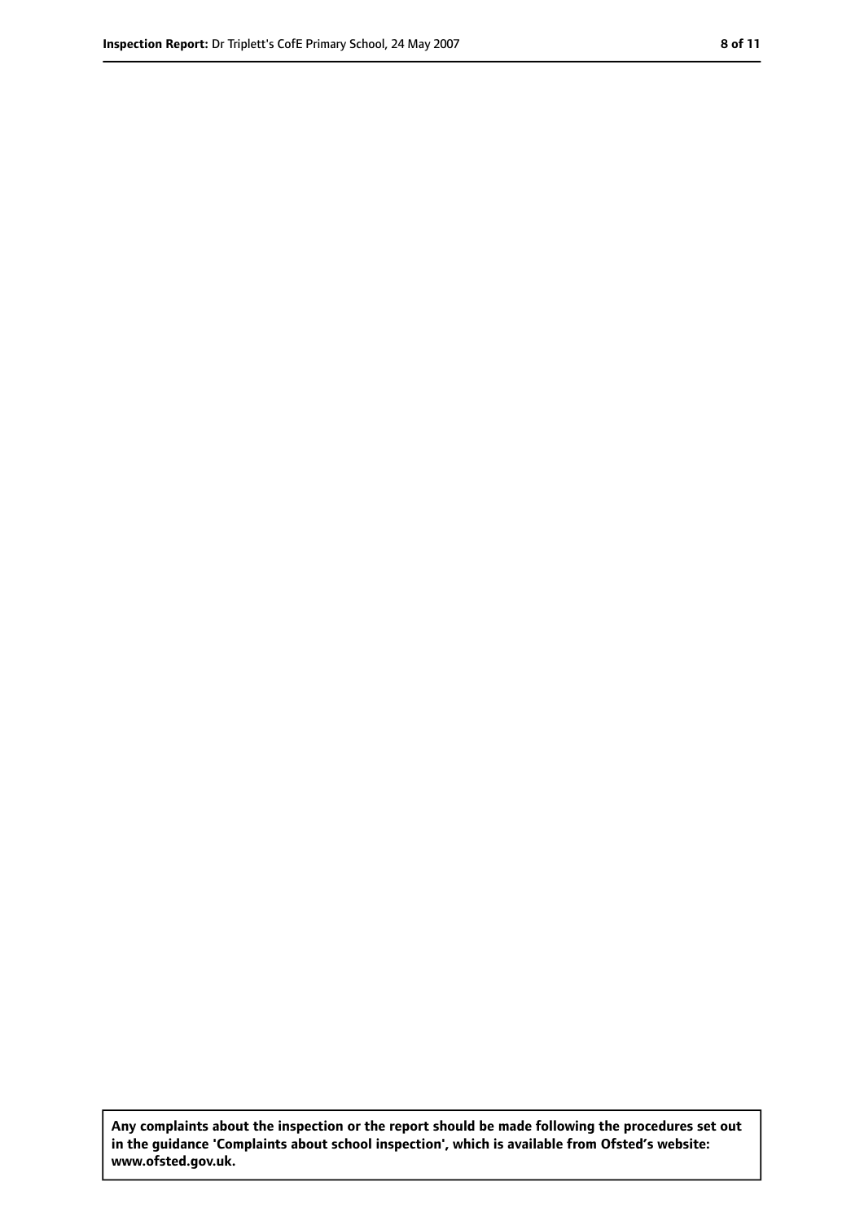**Any complaints about the inspection or the report should be made following the procedures set out in the guidance 'Complaints about school inspection', which is available from Ofsted's website: www.ofsted.gov.uk.**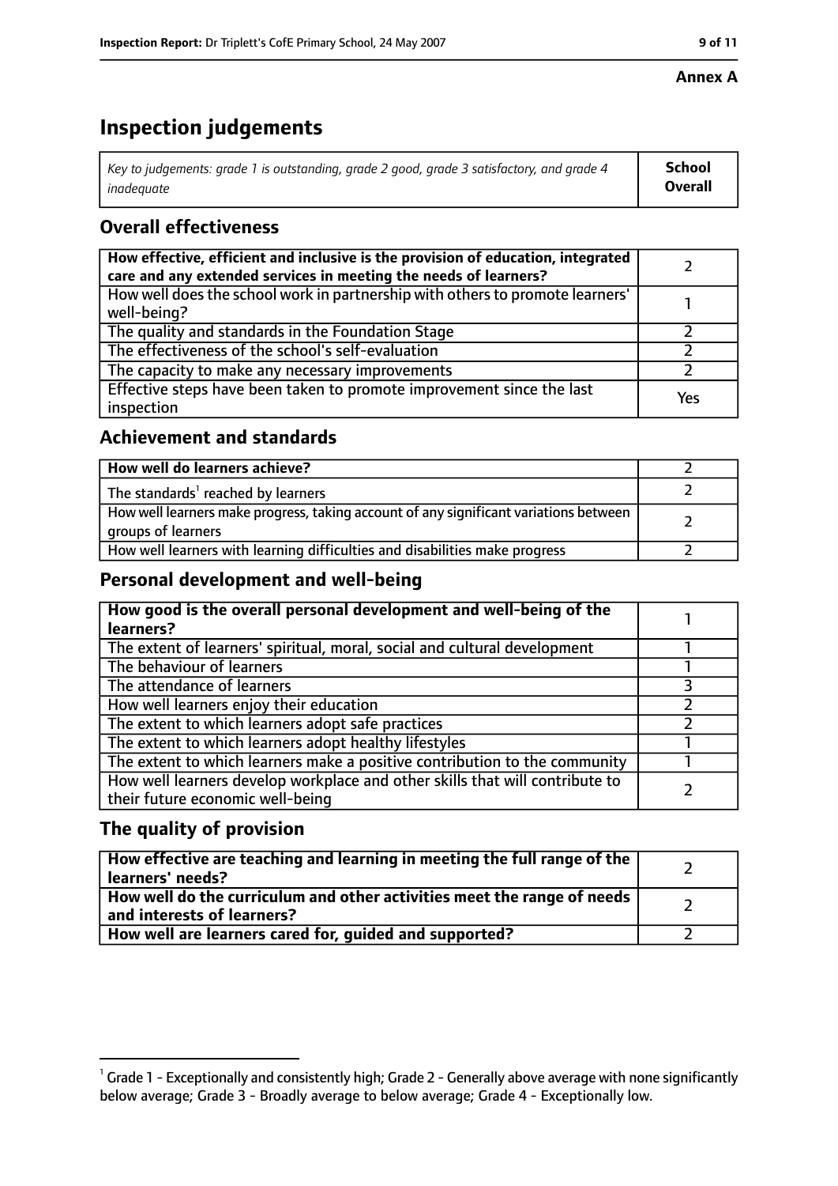**Annex A**

# Inspection judgements

| *Key to judgements: grade 1 is outstanding, grade 2 good, grade 3 satisfactory, and grade 4 inadequate* | **School Overall** |
|---|---|

## Overall effectiveness

| | |
|---|---|
| **How effective, efficient and inclusive is the provision of education, integrated care and any extended services in meeting the needs of learners?** | 2 |
| How well does the school work in partnership with others to promote learners' well-being? | 1 |
| The quality and standards in the Foundation Stage | 2 |
| The effectiveness of the school's self-evaluation | 2 |
| The capacity to make any necessary improvements | 2 |
| Effective steps have been taken to promote improvement since the last inspection | Yes |

## Achievement and standards

| | |
|---|---|
| **How well do learners achieve?** | 2 |
| The standards[1] reached by learners | 2 |
| How well learners make progress, taking account of any significant variations between groups of learners | 2 |
| How well learners with learning difficulties and disabilities make progress | 2 |

## Personal development and well-being

| | |
|---|---|
| **How good is the overall personal development and well-being of the learners?** | 1 |
| The extent of learners' spiritual, moral, social and cultural development | 1 |
| The behaviour of learners | 1 |
| The attendance of learners | 3 |
| How well learners enjoy their education | 2 |
| The extent to which learners adopt safe practices | 2 |
| The extent to which learners adopt healthy lifestyles | 1 |
| The extent to which learners make a positive contribution to the community | 1 |
| How well learners develop workplace and other skills that will contribute to their future economic well-being | 2 |

## The quality of provision

| | |
|---|---|
| **How effective are teaching and learning in meeting the full range of the learners' needs?** | 2 |
| **How well do the curriculum and other activities meet the range of needs and interests of learners?** | 2 |
| **How well are learners cared for, guided and supported?** | 2 |

[1] Grade 1 - Exceptionally and consistently high; Grade 2 - Generally above average with none significantly below average; Grade 3 - Broadly average to below average; Grade 4 - Exceptionally low.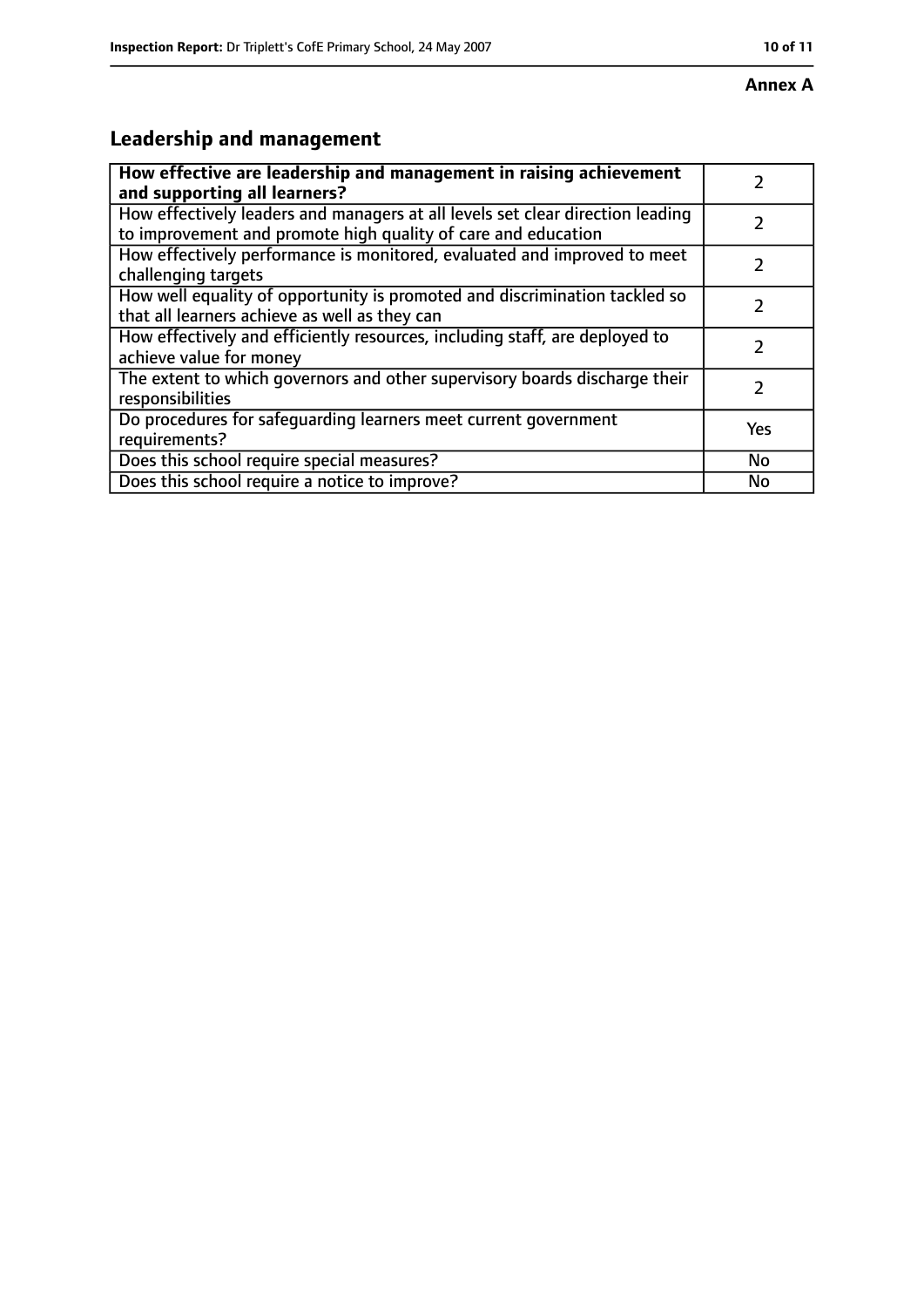**Annex A**

## Leadership and management

| **How effective are leadership and management in raising achievement and supporting all learners?** | 2 |
| --- | --- |
| How effectively leaders and managers at all levels set clear direction leading to improvement and promote high quality of care and education | 2 |
| How effectively performance is monitored, evaluated and improved to meet challenging targets | 2 |
| How well equality of opportunity is promoted and discrimination tackled so that all learners achieve as well as they can | 2 |
| How effectively and efficiently resources, including staff, are deployed to achieve value for money | 2 |
| The extent to which governors and other supervisory boards discharge their responsibilities | 2 |
| Do procedures for safeguarding learners meet current government requirements? | Yes |
| Does this school require special measures? | No |
| Does this school require a notice to improve? | No |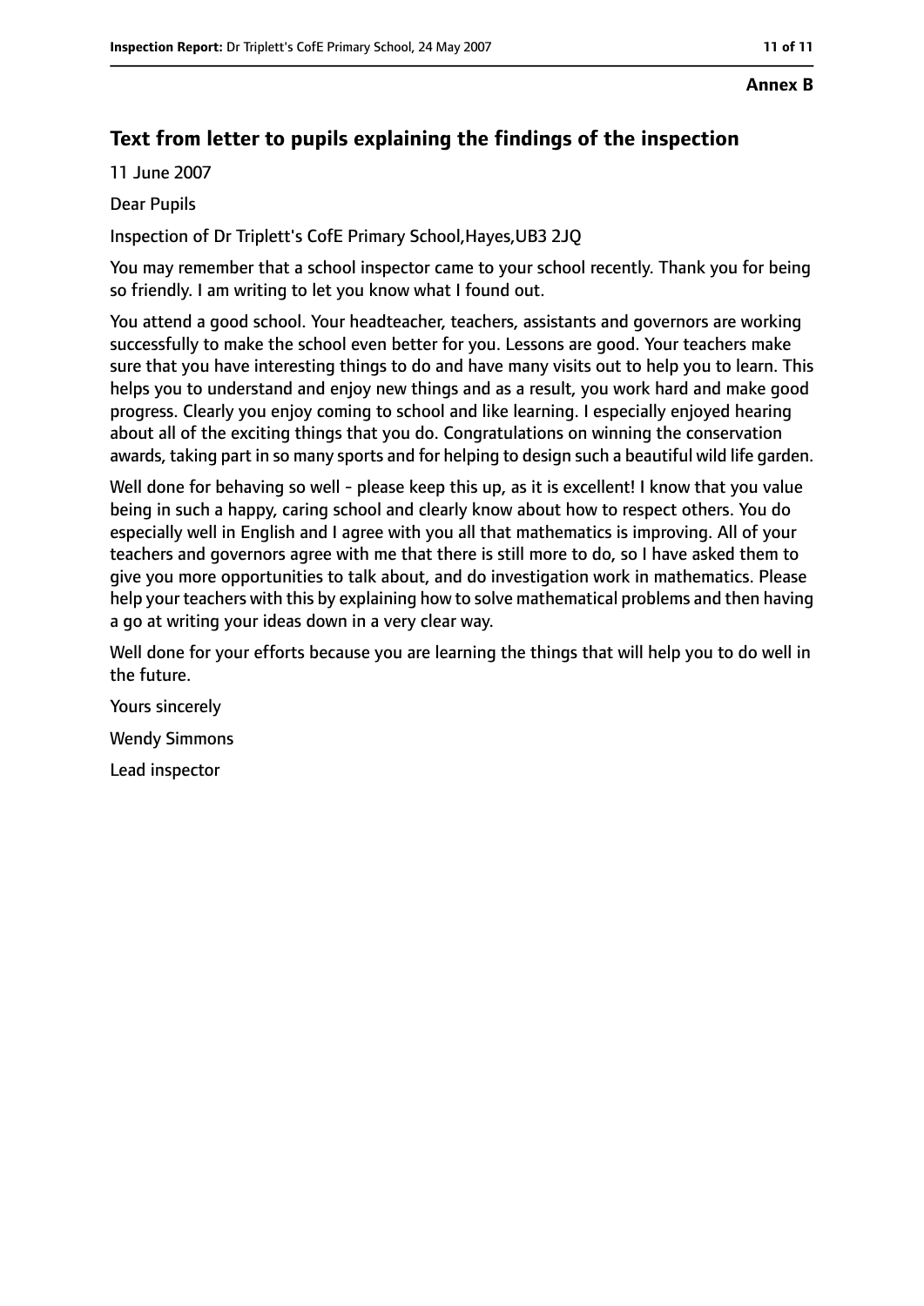**Annex B**

## Text from letter to pupils explaining the findings of the inspection

11 June 2007

Dear Pupils

Inspection of Dr Triplett's CofE Primary School,Hayes,UB3 2JQ

You may remember that a school inspector came to your school recently. Thank you for being so friendly. I am writing to let you know what I found out.

You attend a good school. Your headteacher, teachers, assistants and governors are working successfully to make the school even better for you. Lessons are good. Your teachers make sure that you have interesting things to do and have many visits out to help you to learn. This helps you to understand and enjoy new things and as a result, you work hard and make good progress. Clearly you enjoy coming to school and like learning. I especially enjoyed hearing about all of the exciting things that you do. Congratulations on winning the conservation awards, taking part in so many sports and for helping to design such a beautiful wild life garden.

Well done for behaving so well - please keep this up, as it is excellent! I know that you value being in such a happy, caring school and clearly know about how to respect others. You do especially well in English and I agree with you all that mathematics is improving. All of your teachers and governors agree with me that there is still more to do, so I have asked them to give you more opportunities to talk about, and do investigation work in mathematics. Please help your teachers with this by explaining how to solve mathematical problems and then having a go at writing your ideas down in a very clear way.

Well done for your efforts because you are learning the things that will help you to do well in the future.

Yours sincerely

Wendy Simmons

Lead inspector